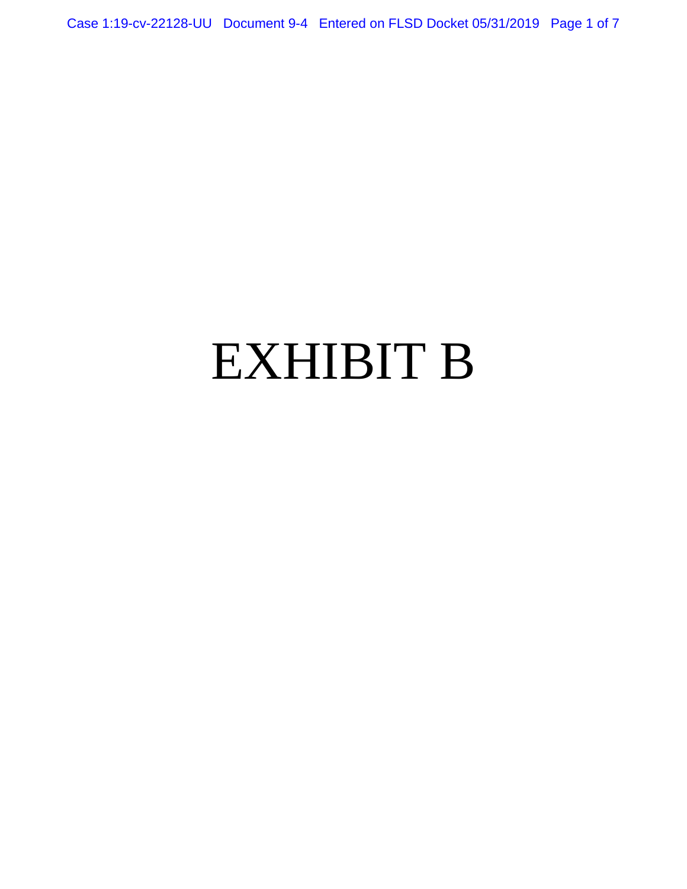# EXHIBIT B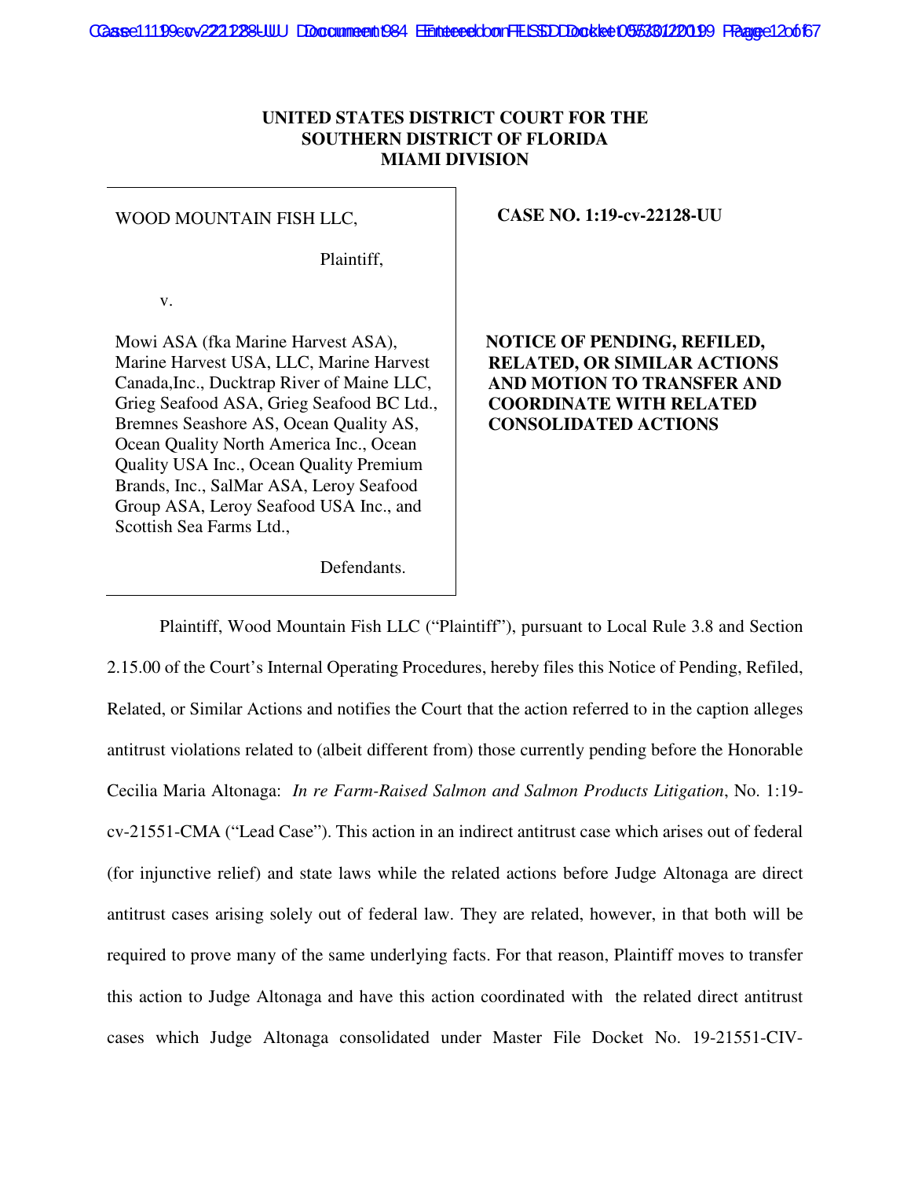**UNITED STATES DISTRICT COURT FOR THE SOUTHERN DISTRICT OF FLORIDA MIAMI DIVISION**

| | |
|---|---|
| WOOD MOUNTAIN FISH LLC,<br><br>Plaintiff,<br><br>v.<br><br>Mowi ASA (fka Marine Harvest ASA), Marine Harvest USA, LLC, Marine Harvest Canada,Inc., Ducktrap River of Maine LLC, Grieg Seafood ASA, Grieg Seafood BC Ltd., Bremnes Seashore AS, Ocean Quality AS, Ocean Quality North America Inc., Ocean Quality USA Inc., Ocean Quality Premium Brands, Inc., SalMar ASA, Leroy Seafood Group ASA, Leroy Seafood USA Inc., and Scottish Sea Farms Ltd.,<br><br>Defendants. | **CASE NO. 1:19-cv-22128-UU**<br><br>**NOTICE OF PENDING, REFILED, RELATED, OR SIMILAR ACTIONS AND MOTION TO TRANSFER AND COORDINATE WITH RELATED CONSOLIDATED ACTIONS** |

Plaintiff, Wood Mountain Fish LLC ("Plaintiff"), pursuant to Local Rule 3.8 and Section 2.15.00 of the Court's Internal Operating Procedures, hereby files this Notice of Pending, Refiled, Related, or Similar Actions and notifies the Court that the action referred to in the caption alleges antitrust violations related to (albeit different from) those currently pending before the Honorable Cecilia Maria Altonaga: *In re Farm-Raised Salmon and Salmon Products Litigation*, No. 1:19-cv-21551-CMA ("Lead Case"). This action in an indirect antitrust case which arises out of federal (for injunctive relief) and state laws while the related actions before Judge Altonaga are direct antitrust cases arising solely out of federal law. They are related, however, in that both will be required to prove many of the same underlying facts. For that reason, Plaintiff moves to transfer this action to Judge Altonaga and have this action coordinated with the related direct antitrust cases which Judge Altonaga consolidated under Master File Docket No. 19-21551-CIV-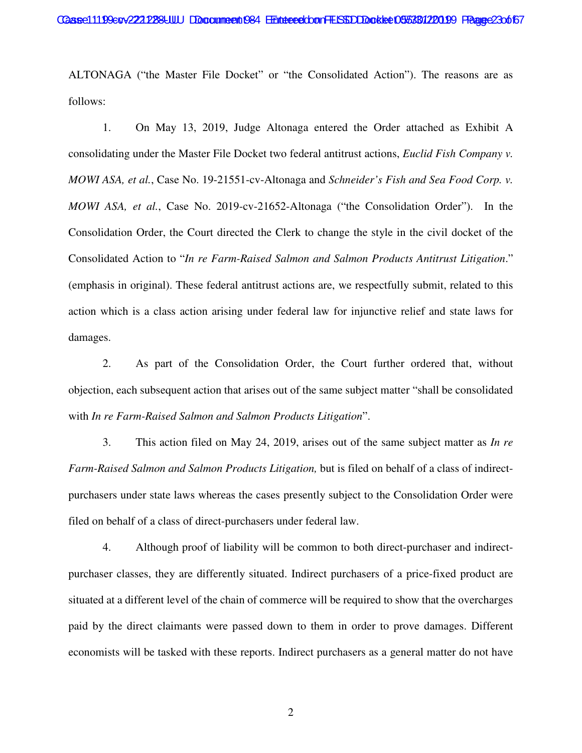ALTONAGA ("the Master File Docket" or "the Consolidated Action"). The reasons are as follows:

1. On May 13, 2019, Judge Altonaga entered the Order attached as Exhibit A consolidating under the Master File Docket two federal antitrust actions, *Euclid Fish Company v. MOWI ASA, et al.*, Case No. 19-21551-cv-Altonaga and *Schneider's Fish and Sea Food Corp. v. MOWI ASA, et al.*, Case No. 2019-cv-21652-Altonaga ("the Consolidation Order"). In the Consolidation Order, the Court directed the Clerk to change the style in the civil docket of the Consolidated Action to "*In re Farm-Raised Salmon and Salmon Products Antitrust Litigation*." (emphasis in original). These federal antitrust actions are, we respectfully submit, related to this action which is a class action arising under federal law for injunctive relief and state laws for damages.

2. As part of the Consolidation Order, the Court further ordered that, without objection, each subsequent action that arises out of the same subject matter "shall be consolidated with *In re Farm-Raised Salmon and Salmon Products Litigation*".

3. This action filed on May 24, 2019, arises out of the same subject matter as *In re Farm-Raised Salmon and Salmon Products Litigation,* but is filed on behalf of a class of indirect-purchasers under state laws whereas the cases presently subject to the Consolidation Order were filed on behalf of a class of direct-purchasers under federal law.

4. Although proof of liability will be common to both direct-purchaser and indirect-purchaser classes, they are differently situated. Indirect purchasers of a price-fixed product are situated at a different level of the chain of commerce will be required to show that the overcharges paid by the direct claimants were passed down to them in order to prove damages. Different economists will be tasked with these reports. Indirect purchasers as a general matter do not have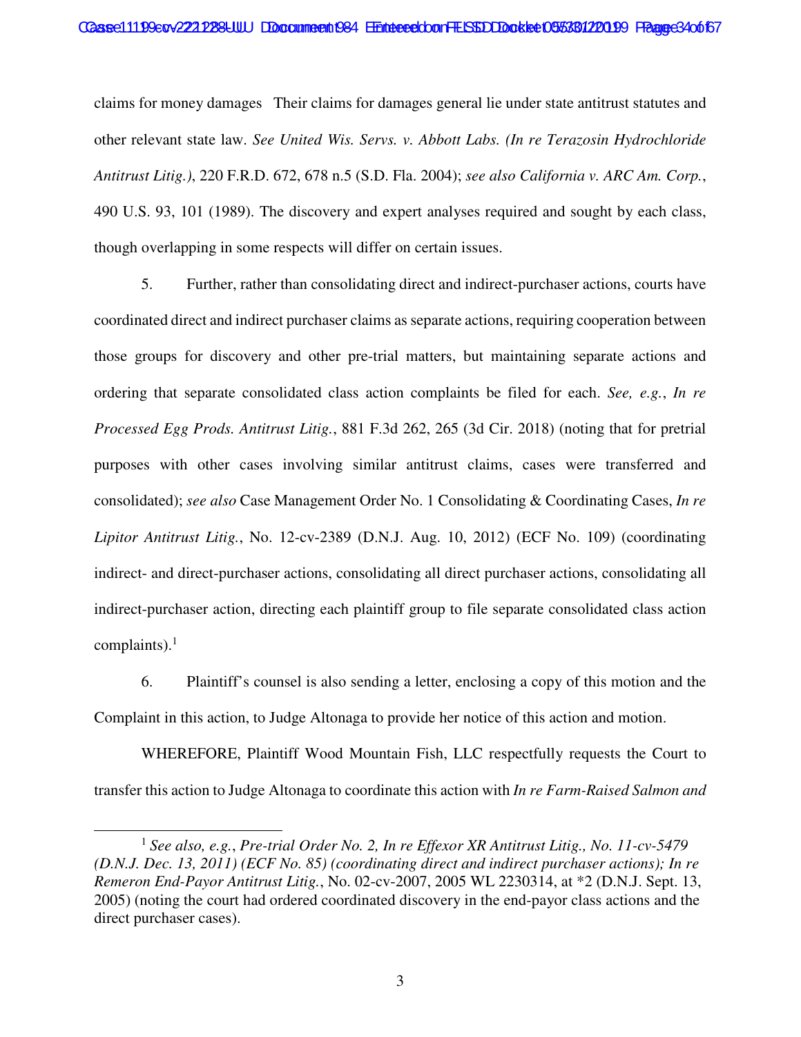claims for money damages Their claims for damages general lie under state antitrust statutes and other relevant state law. *See United Wis. Servs. v. Abbott Labs. (In re Terazosin Hydrochloride Antitrust Litig.)*, 220 F.R.D. 672, 678 n.5 (S.D. Fla. 2004); *see also California v. ARC Am. Corp.*, 490 U.S. 93, 101 (1989). The discovery and expert analyses required and sought by each class, though overlapping in some respects will differ on certain issues.

5. Further, rather than consolidating direct and indirect-purchaser actions, courts have coordinated direct and indirect purchaser claims as separate actions, requiring cooperation between those groups for discovery and other pre-trial matters, but maintaining separate actions and ordering that separate consolidated class action complaints be filed for each. *See, e.g.*, *In re Processed Egg Prods. Antitrust Litig.*, 881 F.3d 262, 265 (3d Cir. 2018) (noting that for pretrial purposes with other cases involving similar antitrust claims, cases were transferred and consolidated); *see also* Case Management Order No. 1 Consolidating & Coordinating Cases, *In re Lipitor Antitrust Litig.*, No. 12-cv-2389 (D.N.J. Aug. 10, 2012) (ECF No. 109) (coordinating indirect- and direct-purchaser actions, consolidating all direct purchaser actions, consolidating all indirect-purchaser action, directing each plaintiff group to file separate consolidated class action complaints).[1]

6. Plaintiff's counsel is also sending a letter, enclosing a copy of this motion and the Complaint in this action, to Judge Altonaga to provide her notice of this action and motion.

WHEREFORE, Plaintiff Wood Mountain Fish, LLC respectfully requests the Court to transfer this action to Judge Altonaga to coordinate this action with *In re Farm-Raised Salmon and*

---

[1] *See also, e.g., Pre-trial Order No. 2, In re Effexor XR Antitrust Litig., No. 11-cv-5479 (D.N.J. Dec. 13, 2011) (ECF No. 85) (coordinating direct and indirect purchaser actions); In re Remeron End-Payor Antitrust Litig.*, No. 02-cv-2007, 2005 WL 2230314, at *2 (D.N.J. Sept. 13, 2005) (noting the court had ordered coordinated discovery in the end-payor class actions and the direct purchaser cases).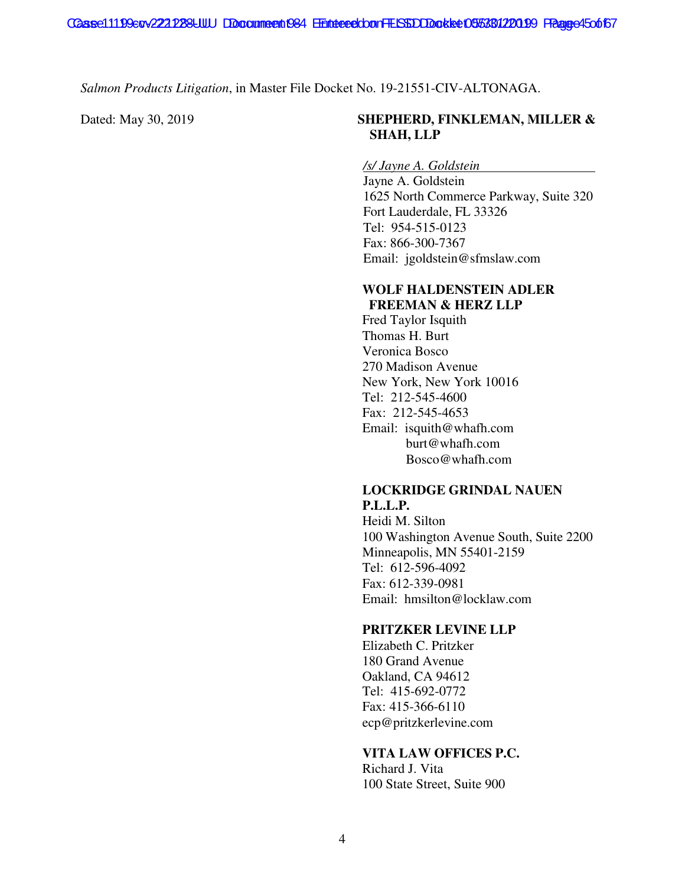*Salmon Products Litigation*, in Master File Docket No. 19-21551-CIV-ALTONAGA.

Dated: May 30, 2019

**SHEPHERD, FINKLEMAN, MILLER & SHAH, LLP**

*/s/ Jayne A. Goldstein*
Jayne A. Goldstein
1625 North Commerce Parkway, Suite 320
Fort Lauderdale, FL 33326
Tel: 954-515-0123
Fax: 866-300-7367
Email: jgoldstein@sfmslaw.com

**WOLF HALDENSTEIN ADLER FREEMAN & HERZ LLP**
Fred Taylor Isquith
Thomas H. Burt
Veronica Bosco
270 Madison Avenue
New York, New York 10016
Tel: 212-545-4600
Fax: 212-545-4653
Email: isquith@whafh.com
burt@whafh.com
Bosco@whafh.com

**LOCKRIDGE GRINDAL NAUEN P.L.L.P.**
Heidi M. Silton
100 Washington Avenue South, Suite 2200
Minneapolis, MN 55401-2159
Tel: 612-596-4092
Fax: 612-339-0981
Email: hmsilton@locklaw.com

**PRITZKER LEVINE LLP**
Elizabeth C. Pritzker
180 Grand Avenue
Oakland, CA 94612
Tel: 415-692-0772
Fax: 415-366-6110
ecp@pritzkerlevine.com

**VITA LAW OFFICES P.C.**
Richard J. Vita
100 State Street, Suite 900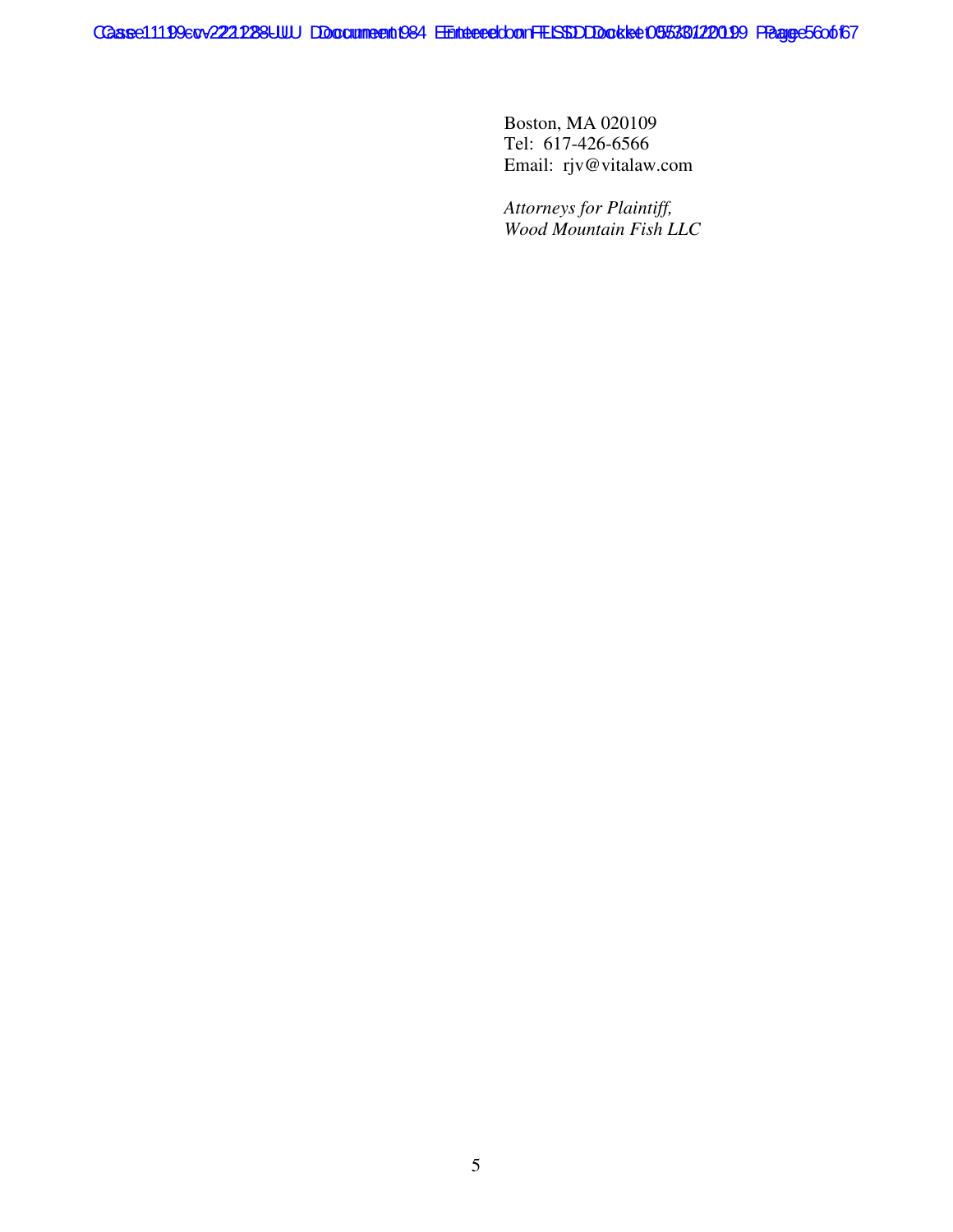Boston, MA 020109
Tel: 617-426-6566
Email: rjv@vitalaw.com

*Attorneys for Plaintiff,*
*Wood Mountain Fish LLC*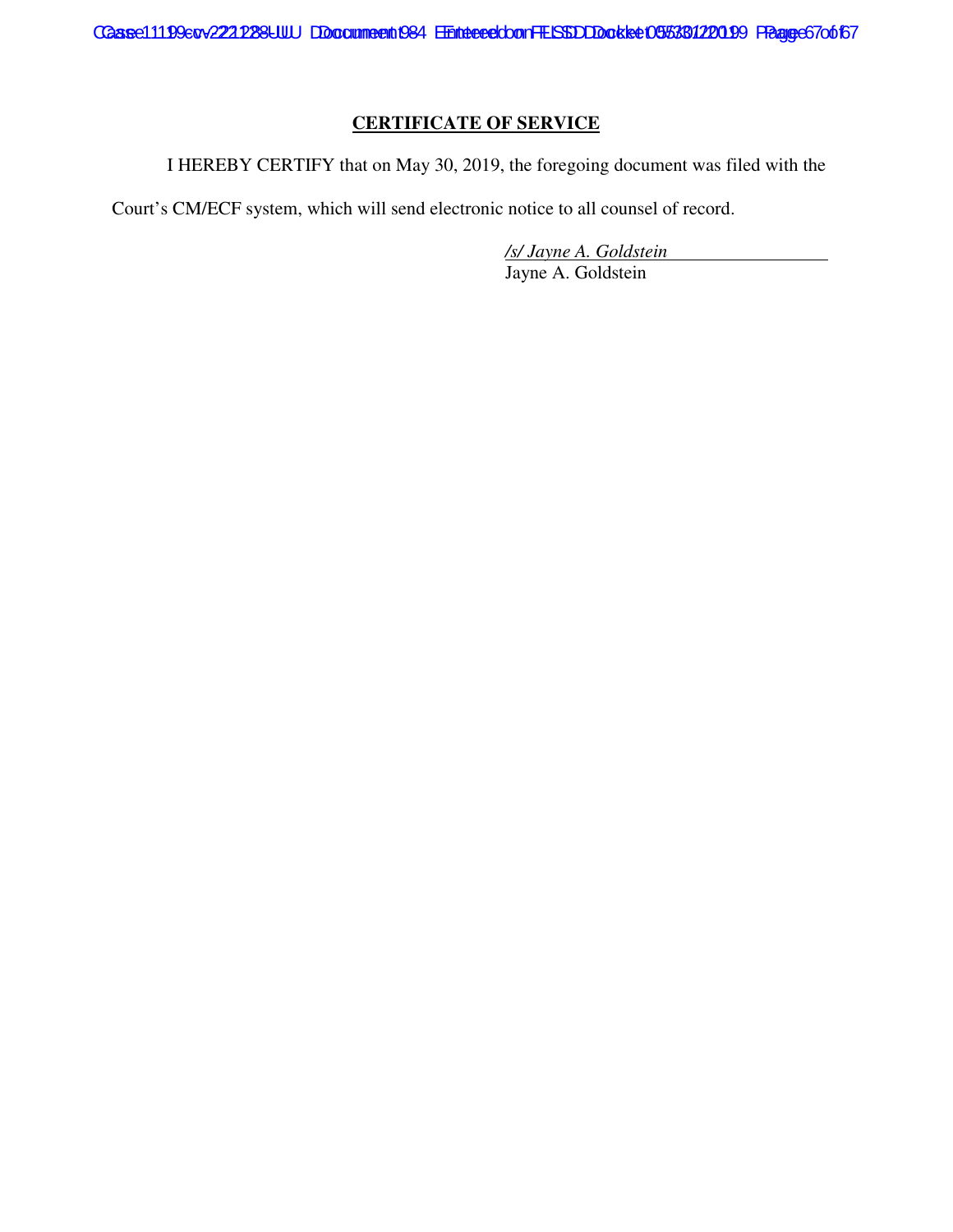## CERTIFICATE OF SERVICE

I HEREBY CERTIFY that on May 30, 2019, the foregoing document was filed with the Court's CM/ECF system, which will send electronic notice to all counsel of record.

*/s/ Jayne A. Goldstein*
Jayne A. Goldstein